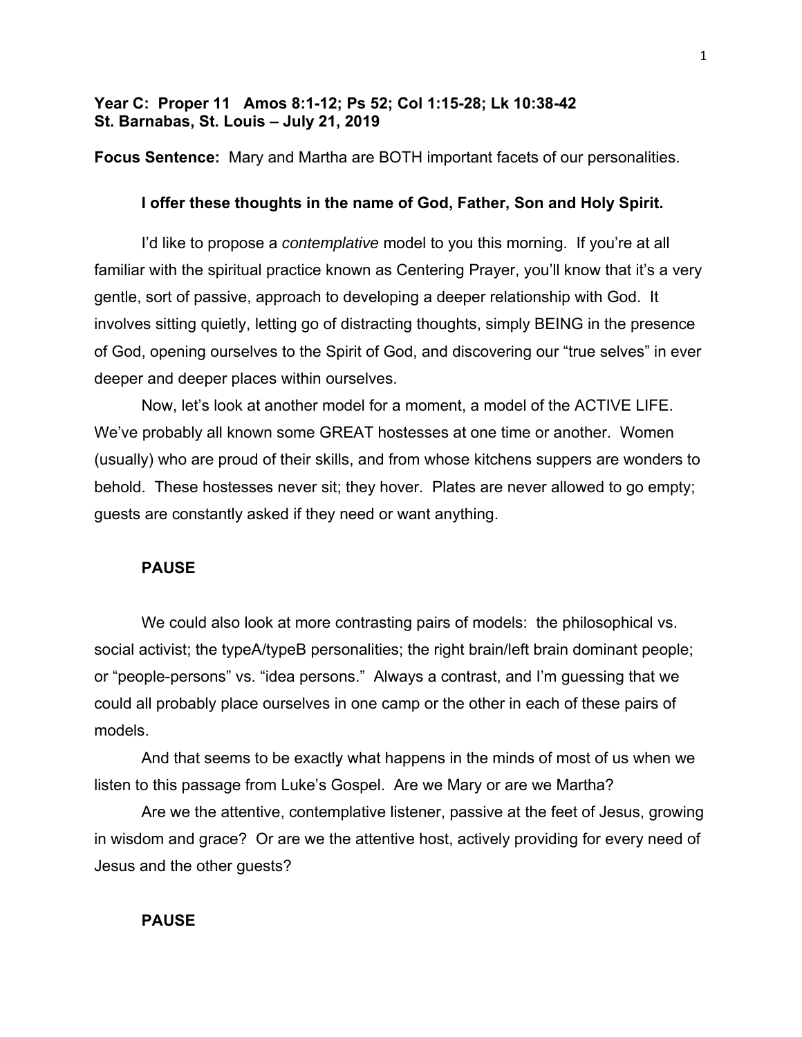**Year C: Proper 11 Amos 8:1-12; Ps 52; Col 1:15-28; Lk 10:38-42**
**St. Barnabas, St. Louis – July 21, 2019**

**Focus Sentence:** Mary and Martha are BOTH important facets of our personalities.

**I offer these thoughts in the name of God, Father, Son and Holy Spirit.**

I'd like to propose a *contemplative* model to you this morning. If you're at all familiar with the spiritual practice known as Centering Prayer, you'll know that it's a very gentle, sort of passive, approach to developing a deeper relationship with God. It involves sitting quietly, letting go of distracting thoughts, simply BEING in the presence of God, opening ourselves to the Spirit of God, and discovering our "true selves" in ever deeper and deeper places within ourselves.

Now, let's look at another model for a moment, a model of the ACTIVE LIFE. We've probably all known some GREAT hostesses at one time or another. Women (usually) who are proud of their skills, and from whose kitchens suppers are wonders to behold. These hostesses never sit; they hover. Plates are never allowed to go empty; guests are constantly asked if they need or want anything.

**PAUSE**

We could also look at more contrasting pairs of models: the philosophical vs. social activist; the typeA/typeB personalities; the right brain/left brain dominant people; or "people-persons" vs. "idea persons." Always a contrast, and I'm guessing that we could all probably place ourselves in one camp or the other in each of these pairs of models.

And that seems to be exactly what happens in the minds of most of us when we listen to this passage from Luke's Gospel. Are we Mary or are we Martha?

Are we the attentive, contemplative listener, passive at the feet of Jesus, growing in wisdom and grace? Or are we the attentive host, actively providing for every need of Jesus and the other guests?

**PAUSE**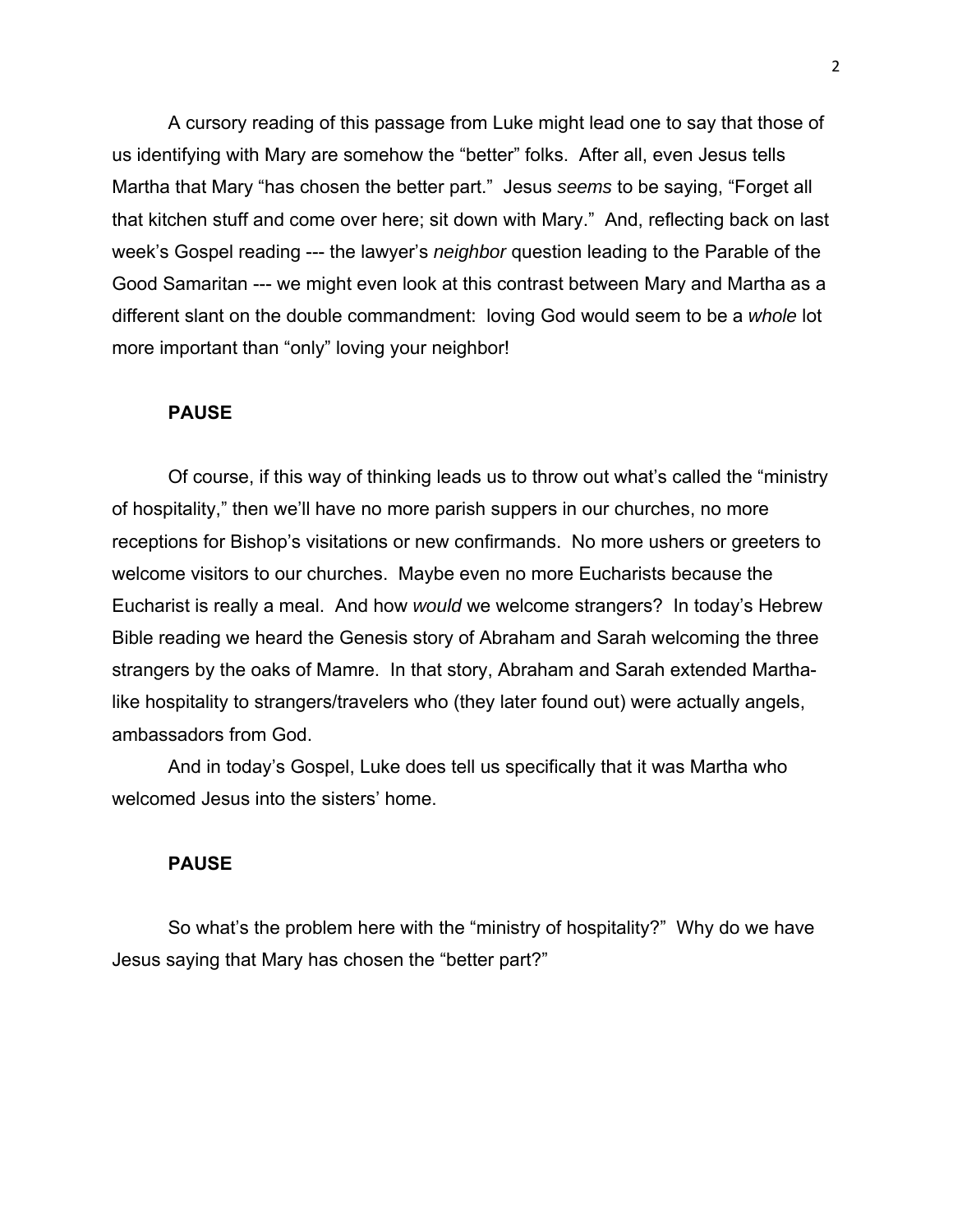A cursory reading of this passage from Luke might lead one to say that those of us identifying with Mary are somehow the "better" folks. After all, even Jesus tells Martha that Mary "has chosen the better part." Jesus *seems* to be saying, "Forget all that kitchen stuff and come over here; sit down with Mary." And, reflecting back on last week's Gospel reading --- the lawyer's *neighbor* question leading to the Parable of the Good Samaritan --- we might even look at this contrast between Mary and Martha as a different slant on the double commandment: loving God would seem to be a *whole* lot more important than "only" loving your neighbor!

**PAUSE**

Of course, if this way of thinking leads us to throw out what's called the "ministry of hospitality," then we'll have no more parish suppers in our churches, no more receptions for Bishop's visitations or new confirmands. No more ushers or greeters to welcome visitors to our churches. Maybe even no more Eucharists because the Eucharist is really a meal. And how *would* we welcome strangers? In today's Hebrew Bible reading we heard the Genesis story of Abraham and Sarah welcoming the three strangers by the oaks of Mamre. In that story, Abraham and Sarah extended Martha-like hospitality to strangers/travelers who (they later found out) were actually angels, ambassadors from God.

And in today's Gospel, Luke does tell us specifically that it was Martha who welcomed Jesus into the sisters' home.

**PAUSE**

So what's the problem here with the "ministry of hospitality?" Why do we have Jesus saying that Mary has chosen the "better part?"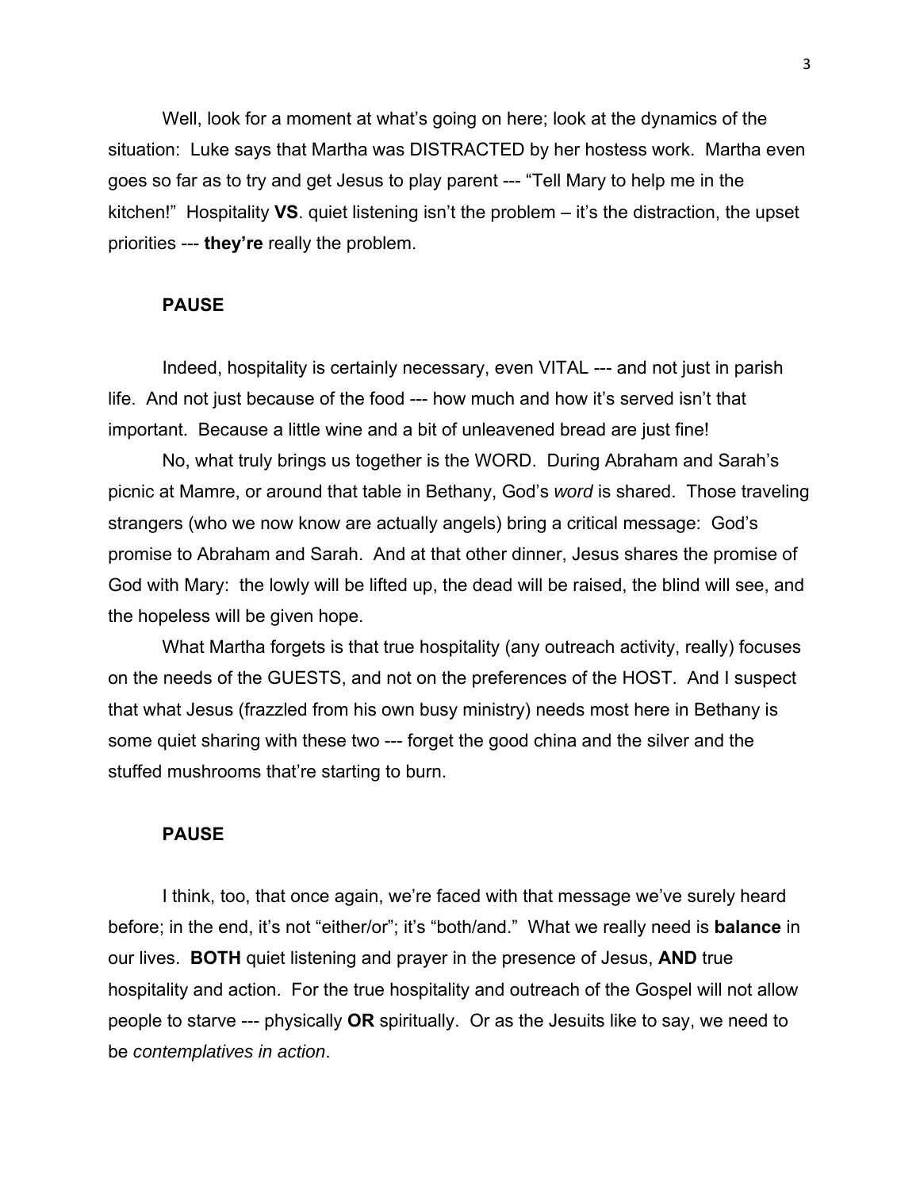Well, look for a moment at what's going on here; look at the dynamics of the situation: Luke says that Martha was DISTRACTED by her hostess work. Martha even goes so far as to try and get Jesus to play parent --- "Tell Mary to help me in the kitchen!" Hospitality **VS**. quiet listening isn't the problem – it's the distraction, the upset priorities --- **they're** really the problem.

**PAUSE**

Indeed, hospitality is certainly necessary, even VITAL --- and not just in parish life. And not just because of the food --- how much and how it's served isn't that important. Because a little wine and a bit of unleavened bread are just fine!

No, what truly brings us together is the WORD. During Abraham and Sarah's picnic at Mamre, or around that table in Bethany, God's *word* is shared. Those traveling strangers (who we now know are actually angels) bring a critical message: God's promise to Abraham and Sarah. And at that other dinner, Jesus shares the promise of God with Mary: the lowly will be lifted up, the dead will be raised, the blind will see, and the hopeless will be given hope.

What Martha forgets is that true hospitality (any outreach activity, really) focuses on the needs of the GUESTS, and not on the preferences of the HOST. And I suspect that what Jesus (frazzled from his own busy ministry) needs most here in Bethany is some quiet sharing with these two --- forget the good china and the silver and the stuffed mushrooms that're starting to burn.

**PAUSE**

I think, too, that once again, we're faced with that message we've surely heard before; in the end, it's not "either/or"; it's "both/and." What we really need is **balance** in our lives. **BOTH** quiet listening and prayer in the presence of Jesus, **AND** true hospitality and action. For the true hospitality and outreach of the Gospel will not allow people to starve --- physically **OR** spiritually. Or as the Jesuits like to say, we need to be *contemplatives in action*.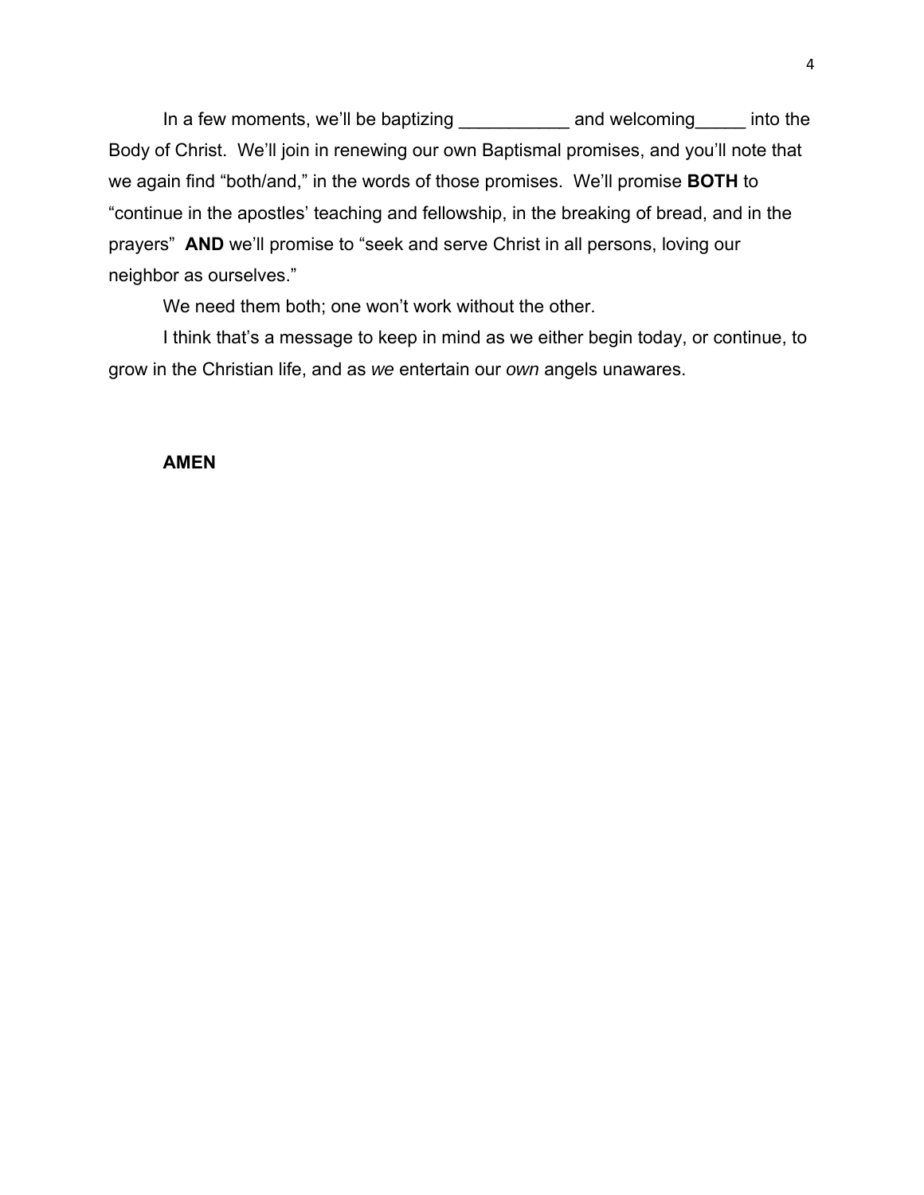In a few moments, we'll be baptizing ___________ and welcoming_____ into the Body of Christ. We'll join in renewing our own Baptismal promises, and you'll note that we again find "both/and," in the words of those promises. We'll promise **BOTH** to "continue in the apostles' teaching and fellowship, in the breaking of bread, and in the prayers" **AND** we'll promise to "seek and serve Christ in all persons, loving our neighbor as ourselves."

We need them both; one won't work without the other.

I think that's a message to keep in mind as we either begin today, or continue, to grow in the Christian life, and as *we* entertain our *own* angels unawares.

**AMEN**